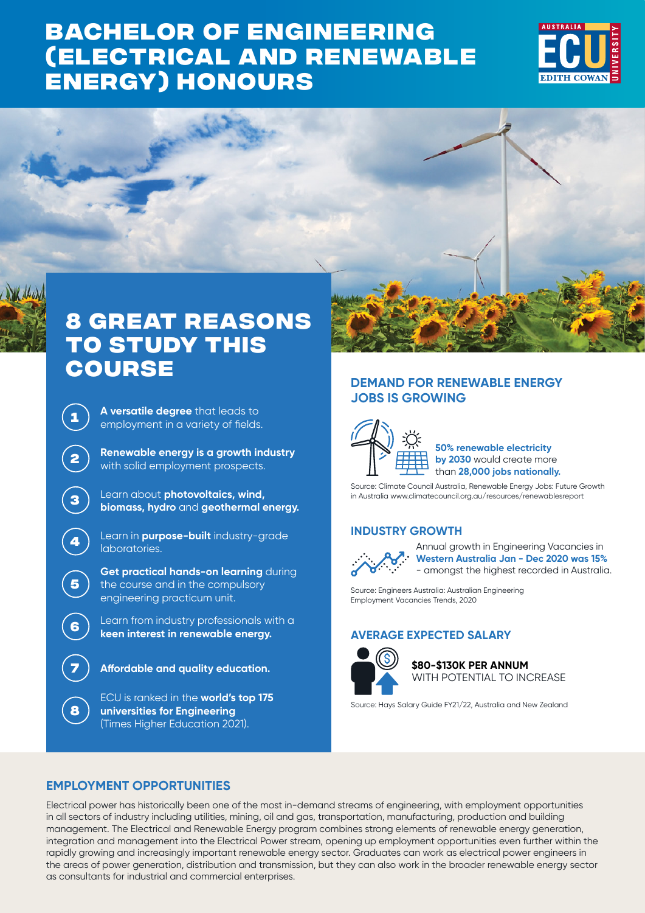# BACHELOR OF ENGINEERING (ELECTRICAL AND RENEWABLE ENERGY) HONOURS

## 8 GREAT REASONS TO STUDY THIS COURSE

1. **A versatile degree** that leads to employment in a variety of fields.
2. **Renewable energy is a growth industry** with solid employment prospects.
3. Learn about **photovoltaics, wind, biomass, hydro** and **geothermal energy.**
4. Learn in **purpose-built** industry-grade laboratories.
5. **Get practical hands-on learning** during the course and in the compulsory engineering practicum unit.
6. Learn from industry professionals with a **keen interest in renewable energy.**
7. **Affordable and quality education.**
8. ECU is ranked in the **world's top 175 universities for Engineering** (Times Higher Education 2021).

## DEMAND FOR RENEWABLE ENERGY JOBS IS GROWING

**50% renewable electricity by 2030** would create more than **28,000 jobs nationally.**

Source: Climate Council Australia, Renewable Energy Jobs: Future Growth in Australia www.climatecouncil.org.au/resources/renewablesreport

### INDUSTRY GROWTH

Annual growth in Engineering Vacancies in **Western Australia Jan - Dec 2020 was 15%** - amongst the highest recorded in Australia.

Source: Engineers Australia: Australian Engineering Employment Vacancies Trends, 2020

### AVERAGE EXPECTED SALARY

**$80-$130K PER ANNUM**
WITH POTENTIAL TO INCREASE

Source: Hays Salary Guide FY21/22, Australia and New Zealand

## EMPLOYMENT OPPORTUNITIES

Electrical power has historically been one of the most in-demand streams of engineering, with employment opportunities in all sectors of industry including utilities, mining, oil and gas, transportation, manufacturing, production and building management. The Electrical and Renewable Energy program combines strong elements of renewable energy generation, integration and management into the Electrical Power stream, opening up employment opportunities even further within the rapidly growing and increasingly important renewable energy sector. Graduates can work as electrical power engineers in the areas of power generation, distribution and transmission, but they can also work in the broader renewable energy sector as consultants for industrial and commercial enterprises.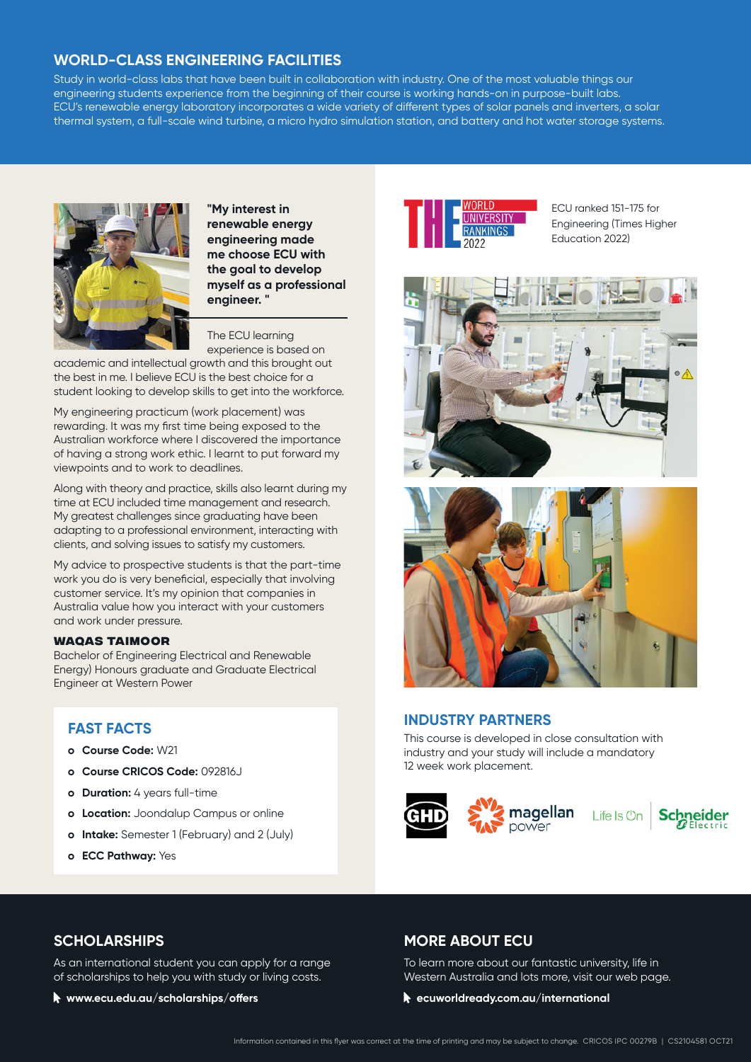## WORLD-CLASS ENGINEERING FACILITIES

Study in world-class labs that have been built in collaboration with industry. One of the most valuable things our engineering students experience from the beginning of their course is working hands-on in purpose-built labs. ECU's renewable energy laboratory incorporates a wide variety of different types of solar panels and inverters, a solar thermal system, a full-scale wind turbine, a micro hydro simulation station, and battery and hot water storage systems.

**"My interest in renewable energy engineering made me choose ECU with the goal to develop myself as a professional engineer. "**

The ECU learning experience is based on academic and intellectual growth and this brought out the best in me. I believe ECU is the best choice for a student looking to develop skills to get into the workforce.

My engineering practicum (work placement) was rewarding. It was my first time being exposed to the Australian workforce where I discovered the importance of having a strong work ethic. I learnt to put forward my viewpoints and to work to deadlines.

Along with theory and practice, skills also learnt during my time at ECU included time management and research. My greatest challenges since graduating have been adapting to a professional environment, interacting with clients, and solving issues to satisfy my customers.

My advice to prospective students is that the part-time work you do is very beneficial, especially that involving customer service. It's my opinion that companies in Australia value how you interact with your customers and work under pressure.

**WAQAS TAIMOOR**
Bachelor of Engineering Electrical and Renewable Energy) Honours graduate and Graduate Electrical Engineer at Western Power

### FAST FACTS

- **Course Code:** W21
- **Course CRICOS Code:** 092816J
- **Duration:** 4 years full-time
- **Location:** Joondalup Campus or online
- **Intake:** Semester 1 (February) and 2 (July)
- **ECC Pathway:** Yes

THE WORLD UNIVERSITY RANKINGS 2022

ECU ranked 151-175 for Engineering (Times Higher Education 2022)

### INDUSTRY PARTNERS

This course is developed in close consultation with industry and your study will include a mandatory 12 week work placement.

GHD | magellan power | Life Is On Schneider Electric

### SCHOLARSHIPS

As an international student you can apply for a range of scholarships to help you with study or living costs.

**www.ecu.edu.au/scholarships/offers**

### MORE ABOUT ECU

To learn more about our fantastic university, life in Western Australia and lots more, visit our web page.

**ecuworldready.com.au/international**

Information contained in this flyer was correct at the time of printing and may be subject to change. CRICOS IPC 00279B | CS2104581 OCT21